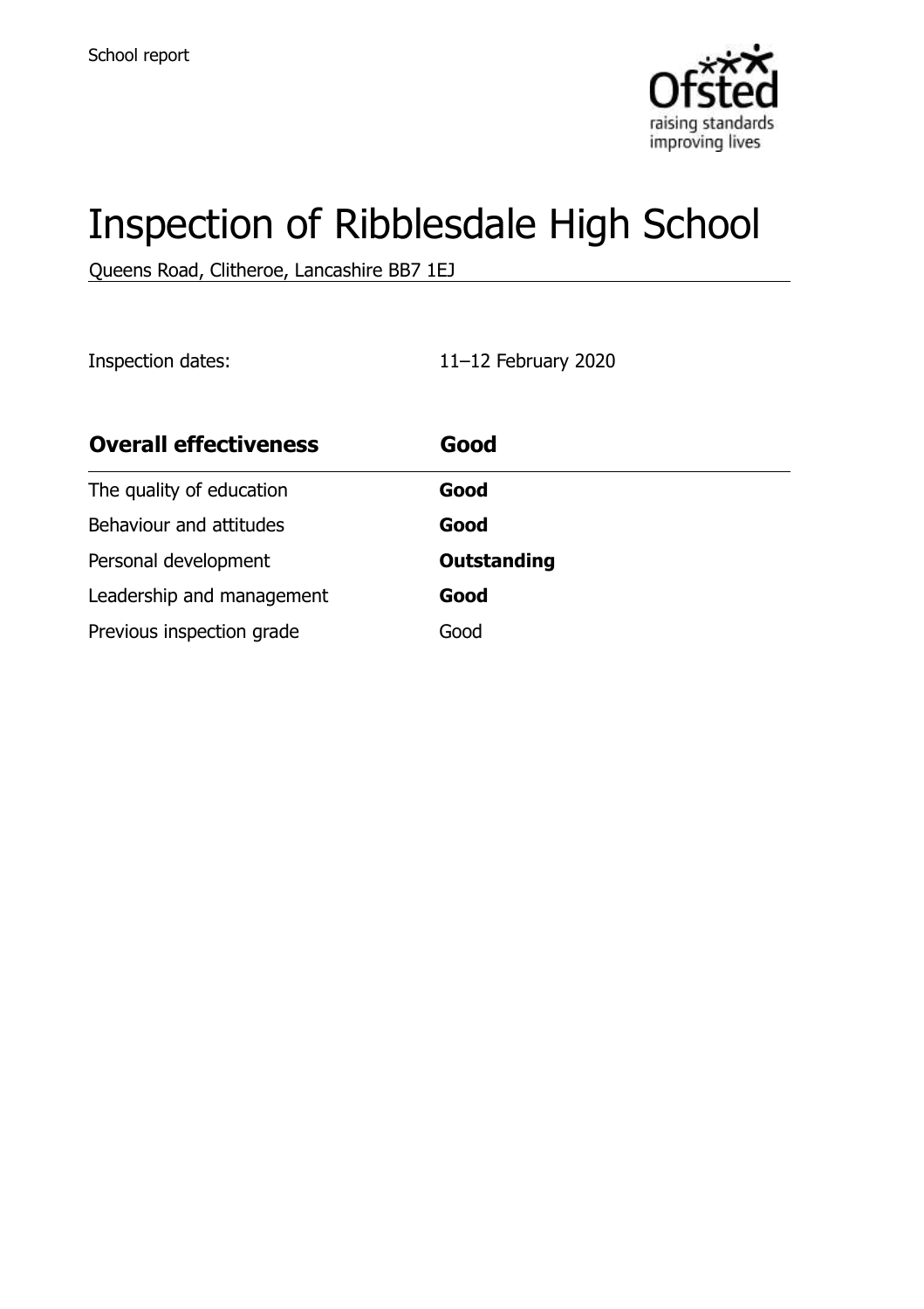School report

# Inspection of Ribblesdale High School

Queens Road, Clitheroe, Lancashire BB7 1EJ

Inspection dates: 11–12 February 2020

| **Overall effectiveness** | **Good** |
| --- | --- |
| The quality of education | **Good** |
| Behaviour and attitudes | **Good** |
| Personal development | **Outstanding** |
| Leadership and management | **Good** |
| Previous inspection grade | Good |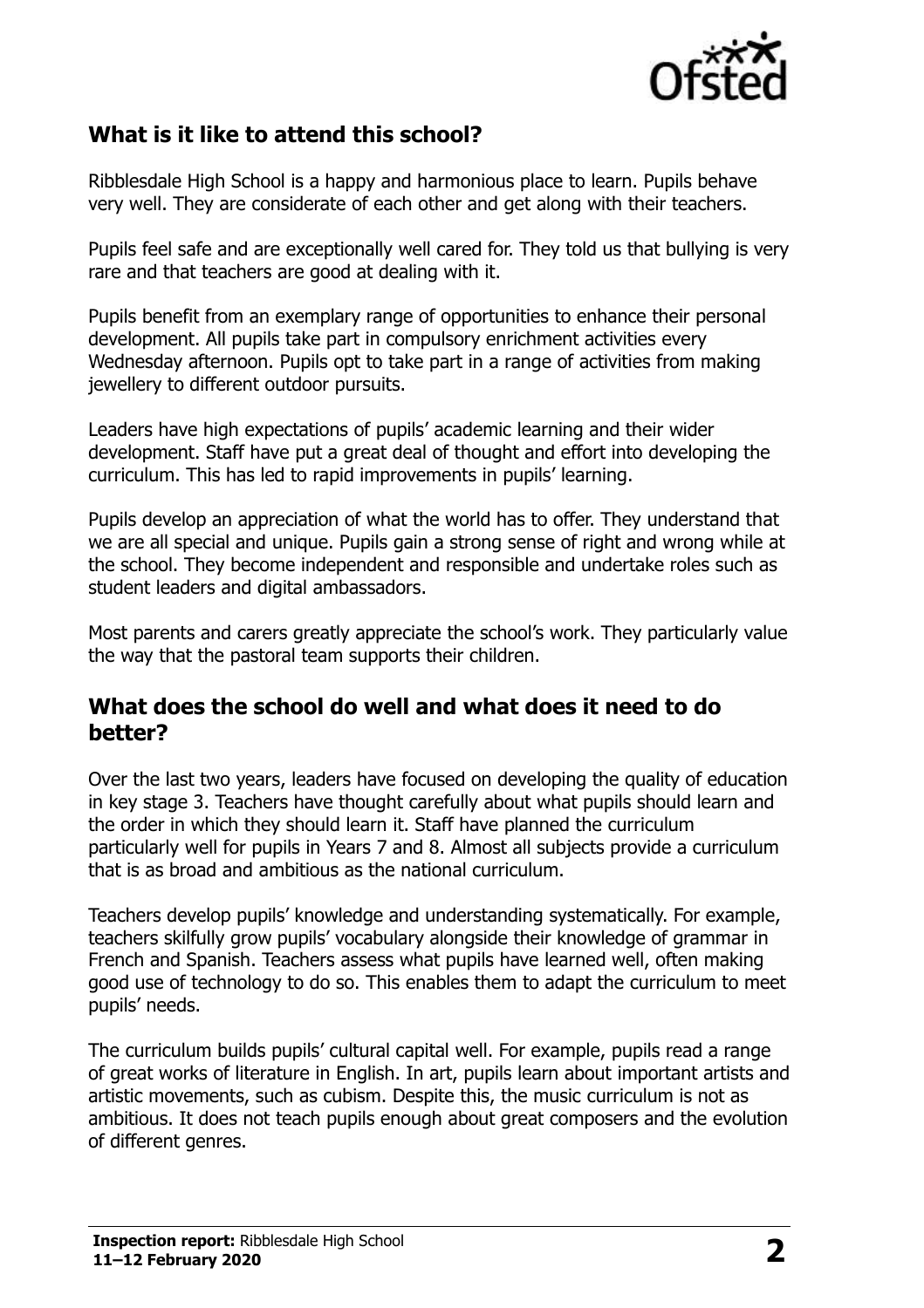## What is it like to attend this school?

Ribblesdale High School is a happy and harmonious place to learn. Pupils behave very well. They are considerate of each other and get along with their teachers.

Pupils feel safe and are exceptionally well cared for. They told us that bullying is very rare and that teachers are good at dealing with it.

Pupils benefit from an exemplary range of opportunities to enhance their personal development. All pupils take part in compulsory enrichment activities every Wednesday afternoon. Pupils opt to take part in a range of activities from making jewellery to different outdoor pursuits.

Leaders have high expectations of pupils' academic learning and their wider development. Staff have put a great deal of thought and effort into developing the curriculum. This has led to rapid improvements in pupils' learning.

Pupils develop an appreciation of what the world has to offer. They understand that we are all special and unique. Pupils gain a strong sense of right and wrong while at the school. They become independent and responsible and undertake roles such as student leaders and digital ambassadors.

Most parents and carers greatly appreciate the school's work. They particularly value the way that the pastoral team supports their children.

## What does the school do well and what does it need to do better?

Over the last two years, leaders have focused on developing the quality of education in key stage 3. Teachers have thought carefully about what pupils should learn and the order in which they should learn it. Staff have planned the curriculum particularly well for pupils in Years 7 and 8. Almost all subjects provide a curriculum that is as broad and ambitious as the national curriculum.

Teachers develop pupils' knowledge and understanding systematically. For example, teachers skilfully grow pupils' vocabulary alongside their knowledge of grammar in French and Spanish. Teachers assess what pupils have learned well, often making good use of technology to do so. This enables them to adapt the curriculum to meet pupils' needs.

The curriculum builds pupils' cultural capital well. For example, pupils read a range of great works of literature in English. In art, pupils learn about important artists and artistic movements, such as cubism. Despite this, the music curriculum is not as ambitious. It does not teach pupils enough about great composers and the evolution of different genres.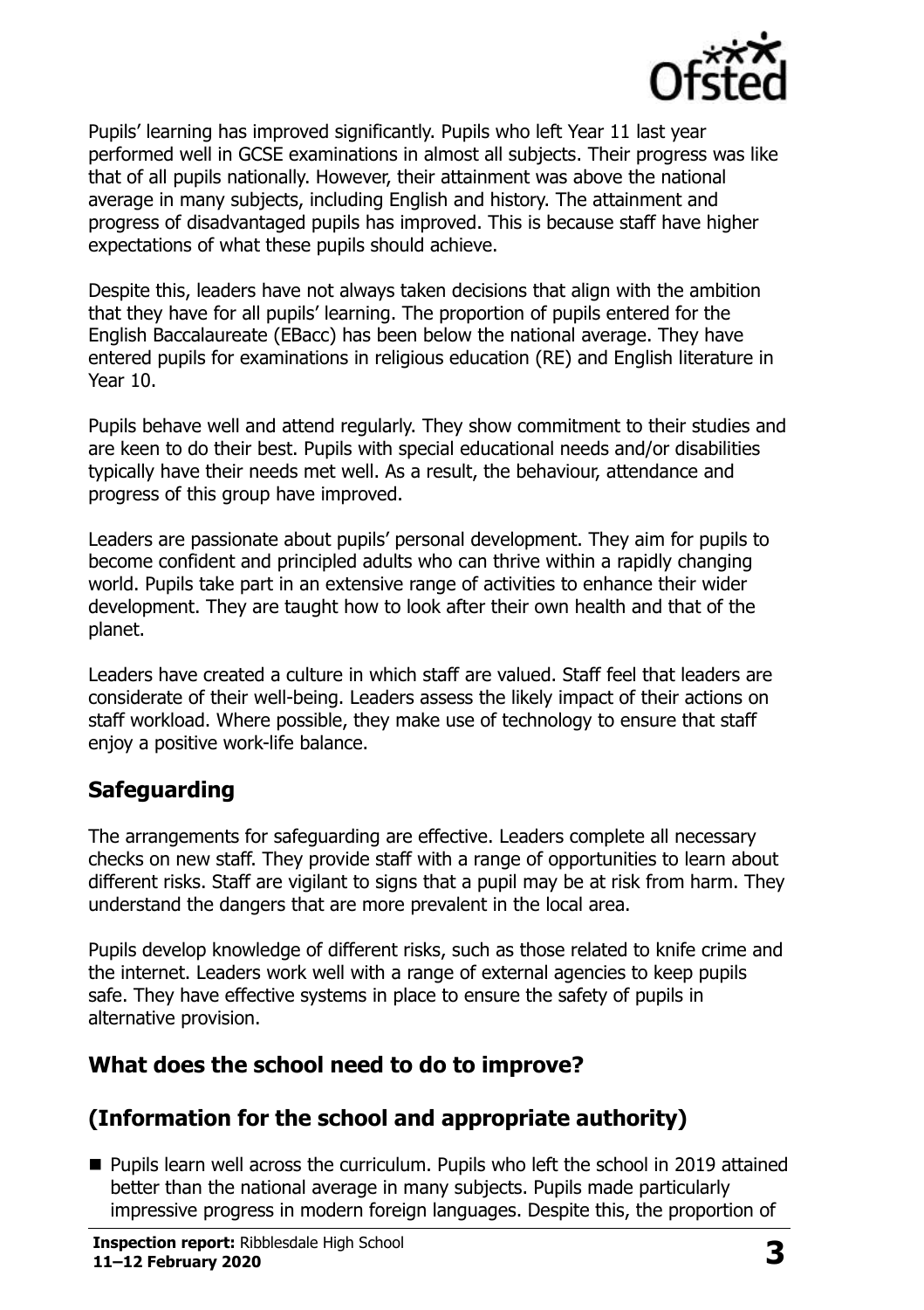Pupils' learning has improved significantly. Pupils who left Year 11 last year performed well in GCSE examinations in almost all subjects. Their progress was like that of all pupils nationally. However, their attainment was above the national average in many subjects, including English and history. The attainment and progress of disadvantaged pupils has improved. This is because staff have higher expectations of what these pupils should achieve.

Despite this, leaders have not always taken decisions that align with the ambition that they have for all pupils' learning. The proportion of pupils entered for the English Baccalaureate (EBacc) has been below the national average. They have entered pupils for examinations in religious education (RE) and English literature in Year 10.

Pupils behave well and attend regularly. They show commitment to their studies and are keen to do their best. Pupils with special educational needs and/or disabilities typically have their needs met well. As a result, the behaviour, attendance and progress of this group have improved.

Leaders are passionate about pupils' personal development. They aim for pupils to become confident and principled adults who can thrive within a rapidly changing world. Pupils take part in an extensive range of activities to enhance their wider development. They are taught how to look after their own health and that of the planet.

Leaders have created a culture in which staff are valued. Staff feel that leaders are considerate of their well-being. Leaders assess the likely impact of their actions on staff workload. Where possible, they make use of technology to ensure that staff enjoy a positive work-life balance.

## Safeguarding

The arrangements for safeguarding are effective. Leaders complete all necessary checks on new staff. They provide staff with a range of opportunities to learn about different risks. Staff are vigilant to signs that a pupil may be at risk from harm. They understand the dangers that are more prevalent in the local area.

Pupils develop knowledge of different risks, such as those related to knife crime and the internet. Leaders work well with a range of external agencies to keep pupils safe. They have effective systems in place to ensure the safety of pupils in alternative provision.

## What does the school need to do to improve?

## (Information for the school and appropriate authority)

- Pupils learn well across the curriculum. Pupils who left the school in 2019 attained better than the national average in many subjects. Pupils made particularly impressive progress in modern foreign languages. Despite this, the proportion of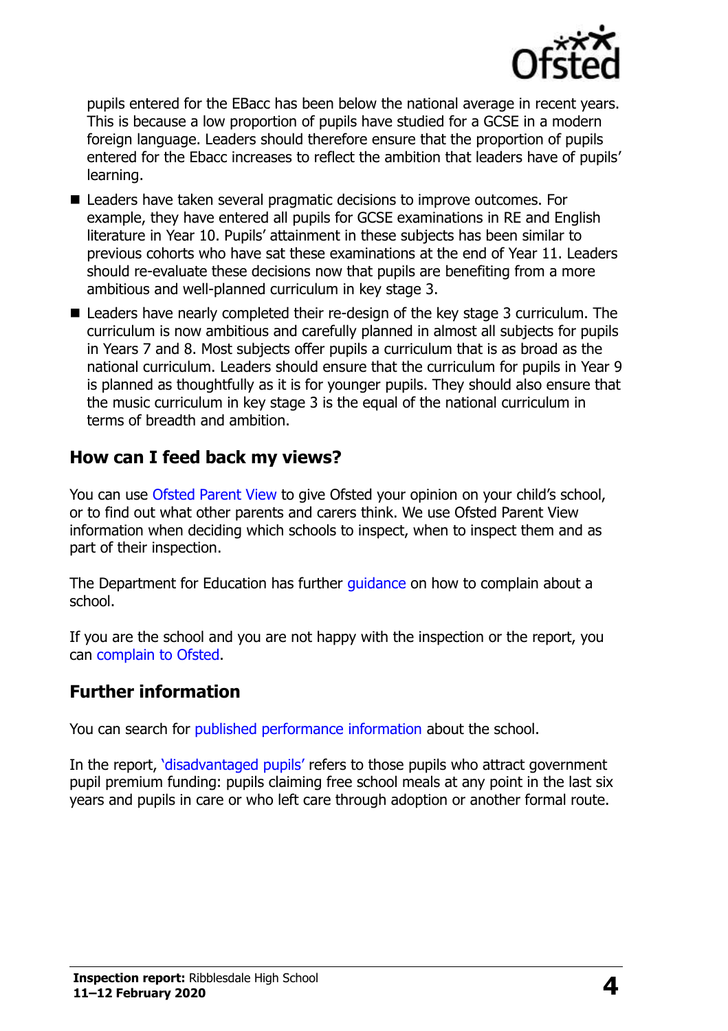pupils entered for the EBacc has been below the national average in recent years. This is because a low proportion of pupils have studied for a GCSE in a modern foreign language. Leaders should therefore ensure that the proportion of pupils entered for the Ebacc increases to reflect the ambition that leaders have of pupils' learning.

- Leaders have taken several pragmatic decisions to improve outcomes. For example, they have entered all pupils for GCSE examinations in RE and English literature in Year 10. Pupils' attainment in these subjects has been similar to previous cohorts who have sat these examinations at the end of Year 11. Leaders should re-evaluate these decisions now that pupils are benefiting from a more ambitious and well-planned curriculum in key stage 3.
- Leaders have nearly completed their re-design of the key stage 3 curriculum. The curriculum is now ambitious and carefully planned in almost all subjects for pupils in Years 7 and 8. Most subjects offer pupils a curriculum that is as broad as the national curriculum. Leaders should ensure that the curriculum for pupils in Year 9 is planned as thoughtfully as it is for younger pupils. They should also ensure that the music curriculum in key stage 3 is the equal of the national curriculum in terms of breadth and ambition.

## How can I feed back my views?

You can use Ofsted Parent View to give Ofsted your opinion on your child's school, or to find out what other parents and carers think. We use Ofsted Parent View information when deciding which schools to inspect, when to inspect them and as part of their inspection.

The Department for Education has further guidance on how to complain about a school.

If you are the school and you are not happy with the inspection or the report, you can complain to Ofsted.

## Further information

You can search for published performance information about the school.

In the report, 'disadvantaged pupils' refers to those pupils who attract government pupil premium funding: pupils claiming free school meals at any point in the last six years and pupils in care or who left care through adoption or another formal route.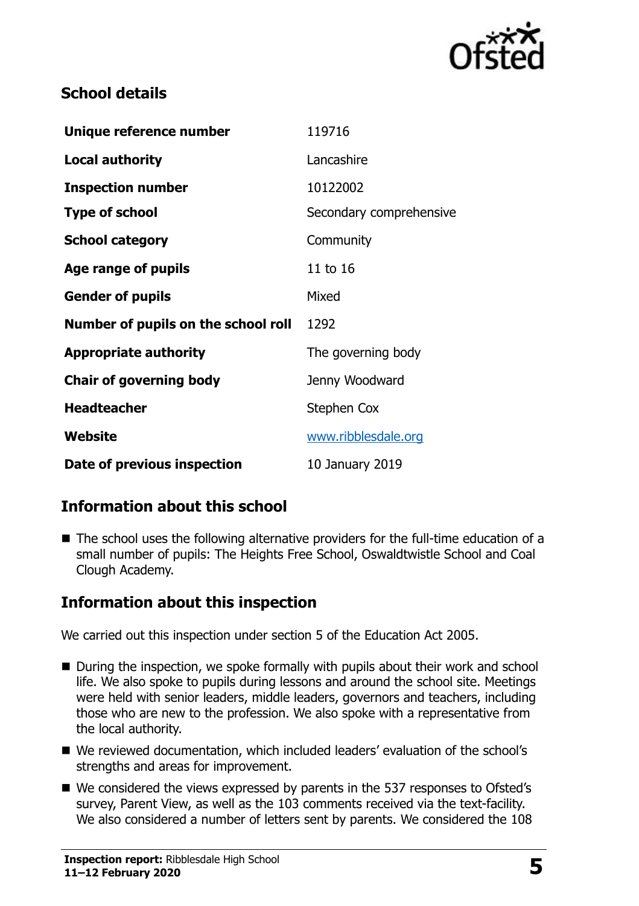## School details

| | |
|---|---|
| **Unique reference number** | 119716 |
| **Local authority** | Lancashire |
| **Inspection number** | 10122002 |
| **Type of school** | Secondary comprehensive |
| **School category** | Community |
| **Age range of pupils** | 11 to 16 |
| **Gender of pupils** | Mixed |
| **Number of pupils on the school roll** | 1292 |
| **Appropriate authority** | The governing body |
| **Chair of governing body** | Jenny Woodward |
| **Headteacher** | Stephen Cox |
| **Website** | www.ribblesdale.org |
| **Date of previous inspection** | 10 January 2019 |

## Information about this school

- The school uses the following alternative providers for the full-time education of a small number of pupils: The Heights Free School, Oswaldtwistle School and Coal Clough Academy.

## Information about this inspection

We carried out this inspection under section 5 of the Education Act 2005.

- During the inspection, we spoke formally with pupils about their work and school life. We also spoke to pupils during lessons and around the school site. Meetings were held with senior leaders, middle leaders, governors and teachers, including those who are new to the profession. We also spoke with a representative from the local authority.
- We reviewed documentation, which included leaders' evaluation of the school's strengths and areas for improvement.
- We considered the views expressed by parents in the 537 responses to Ofsted's survey, Parent View, as well as the 103 comments received via the text-facility. We also considered a number of letters sent by parents. We considered the 108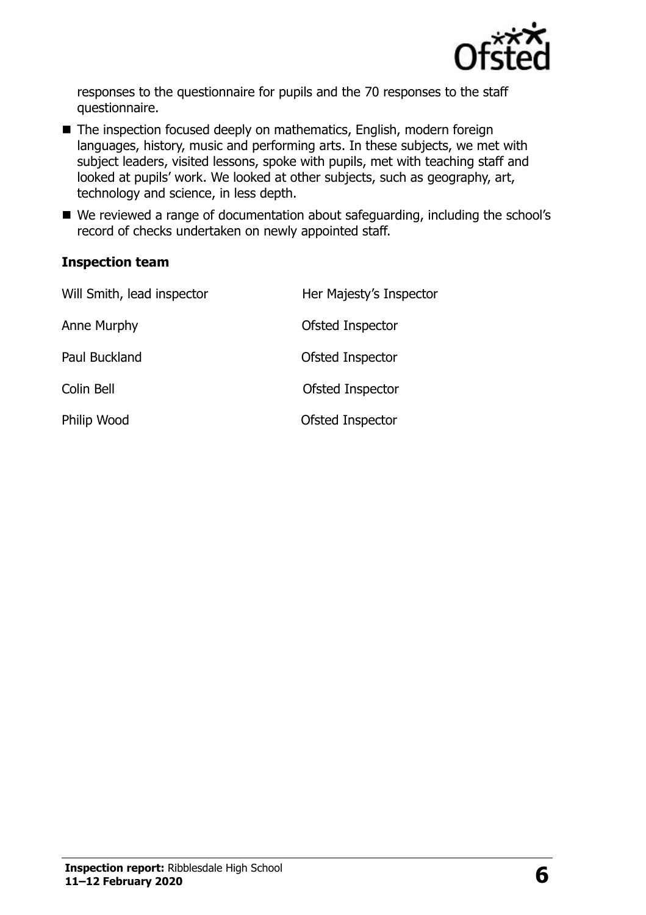responses to the questionnaire for pupils and the 70 responses to the staff questionnaire.

- The inspection focused deeply on mathematics, English, modern foreign languages, history, music and performing arts. In these subjects, we met with subject leaders, visited lessons, spoke with pupils, met with teaching staff and looked at pupils' work. We looked at other subjects, such as geography, art, technology and science, in less depth.
- We reviewed a range of documentation about safeguarding, including the school's record of checks undertaken on newly appointed staff.

### Inspection team

| | |
|---|---|
| Will Smith, lead inspector | Her Majesty's Inspector |
| Anne Murphy | Ofsted Inspector |
| Paul Buckland | Ofsted Inspector |
| Colin Bell | Ofsted Inspector |
| Philip Wood | Ofsted Inspector |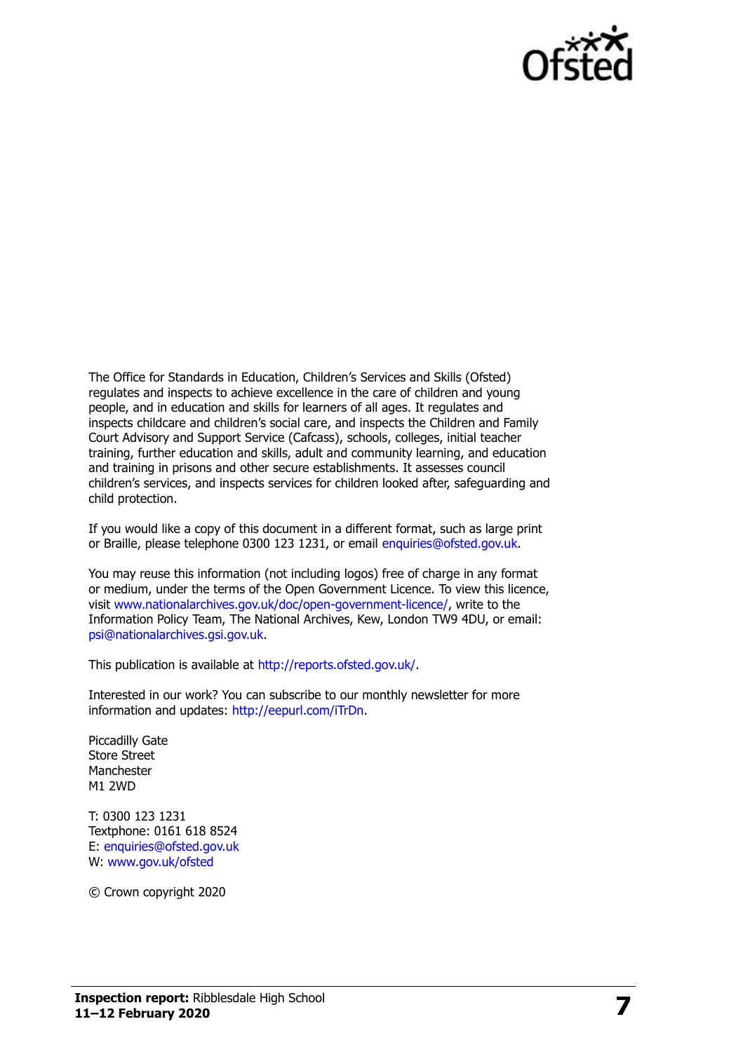The Office for Standards in Education, Children's Services and Skills (Ofsted) regulates and inspects to achieve excellence in the care of children and young people, and in education and skills for learners of all ages. It regulates and inspects childcare and children's social care, and inspects the Children and Family Court Advisory and Support Service (Cafcass), schools, colleges, initial teacher training, further education and skills, adult and community learning, and education and training in prisons and other secure establishments. It assesses council children's services, and inspects services for children looked after, safeguarding and child protection.

If you would like a copy of this document in a different format, such as large print or Braille, please telephone 0300 123 1231, or email enquiries@ofsted.gov.uk.

You may reuse this information (not including logos) free of charge in any format or medium, under the terms of the Open Government Licence. To view this licence, visit www.nationalarchives.gov.uk/doc/open-government-licence/, write to the Information Policy Team, The National Archives, Kew, London TW9 4DU, or email: psi@nationalarchives.gsi.gov.uk.

This publication is available at http://reports.ofsted.gov.uk/.

Interested in our work? You can subscribe to our monthly newsletter for more information and updates: http://eepurl.com/iTrDn.

Piccadilly Gate
Store Street
Manchester
M1 2WD

T: 0300 123 1231
Textphone: 0161 618 8524
E: enquiries@ofsted.gov.uk
W: www.gov.uk/ofsted

© Crown copyright 2020